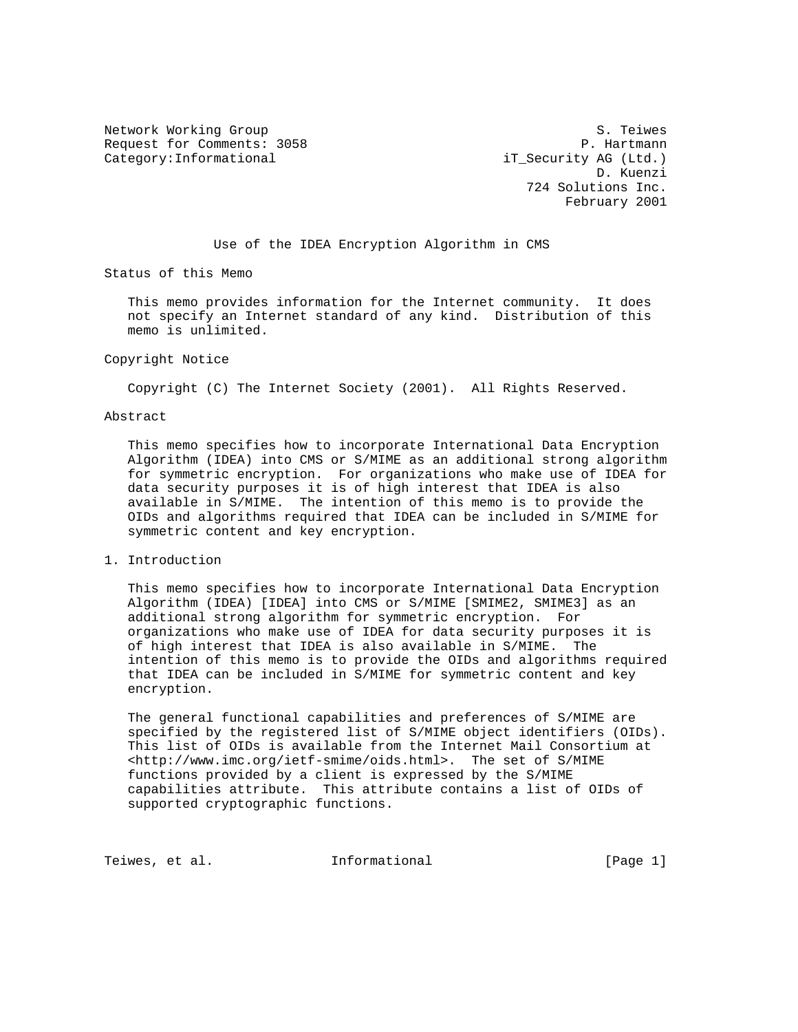Network Working Group S. Teiwes
Request for Comments: 3058 P. Hartmann
Category:Informational iT_Security AG (Ltd.)
D. Kuenzi
724 Solutions Inc.
February 2001

# Use of the IDEA Encryption Algorithm in CMS

## Status of this Memo

This memo provides information for the Internet community. It does not specify an Internet standard of any kind. Distribution of this memo is unlimited.

## Copyright Notice

Copyright (C) The Internet Society (2001). All Rights Reserved.

## Abstract

This memo specifies how to incorporate International Data Encryption Algorithm (IDEA) into CMS or S/MIME as an additional strong algorithm for symmetric encryption. For organizations who make use of IDEA for data security purposes it is of high interest that IDEA is also available in S/MIME. The intention of this memo is to provide the OIDs and algorithms required that IDEA can be included in S/MIME for symmetric content and key encryption.

## 1. Introduction

This memo specifies how to incorporate International Data Encryption Algorithm (IDEA) [IDEA] into CMS or S/MIME [SMIME2, SMIME3] as an additional strong algorithm for symmetric encryption. For organizations who make use of IDEA for data security purposes it is of high interest that IDEA is also available in S/MIME. The intention of this memo is to provide the OIDs and algorithms required that IDEA can be included in S/MIME for symmetric content and key encryption.

The general functional capabilities and preferences of S/MIME are specified by the registered list of S/MIME object identifiers (OIDs). This list of OIDs is available from the Internet Mail Consortium at <http://www.imc.org/ietf-smime/oids.html>. The set of S/MIME functions provided by a client is expressed by the S/MIME capabilities attribute. This attribute contains a list of OIDs of supported cryptographic functions.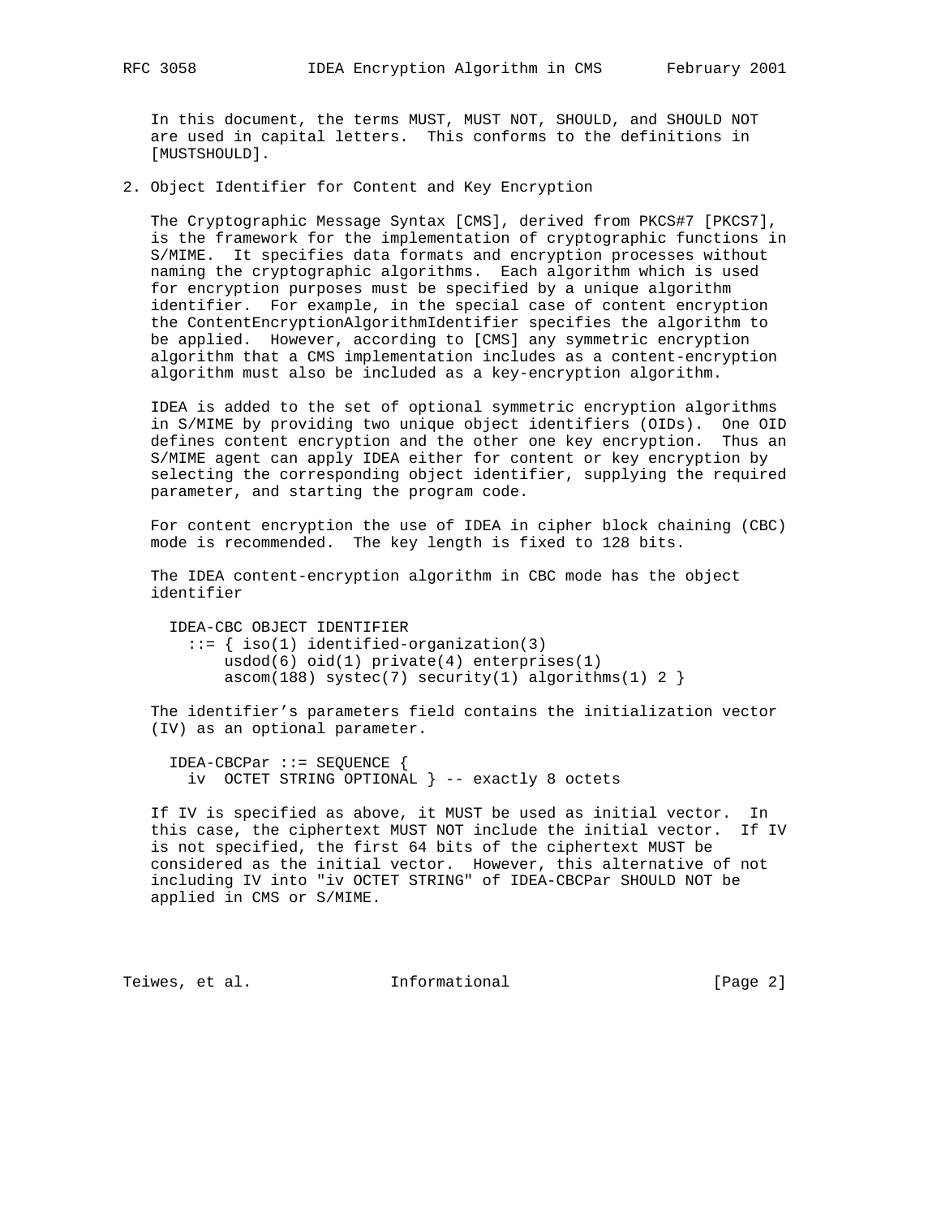In this document, the terms MUST, MUST NOT, SHOULD, and SHOULD NOT are used in capital letters. This conforms to the definitions in [MUSTSHOULD].

## 2. Object Identifier for Content and Key Encryption

The Cryptographic Message Syntax [CMS], derived from PKCS#7 [PKCS7], is the framework for the implementation of cryptographic functions in S/MIME. It specifies data formats and encryption processes without naming the cryptographic algorithms. Each algorithm which is used for encryption purposes must be specified by a unique algorithm identifier. For example, in the special case of content encryption the ContentEncryptionAlgorithmIdentifier specifies the algorithm to be applied. However, according to [CMS] any symmetric encryption algorithm that a CMS implementation includes as a content-encryption algorithm must also be included as a key-encryption algorithm.

IDEA is added to the set of optional symmetric encryption algorithms in S/MIME by providing two unique object identifiers (OIDs). One OID defines content encryption and the other one key encryption. Thus an S/MIME agent can apply IDEA either for content or key encryption by selecting the corresponding object identifier, supplying the required parameter, and starting the program code.

For content encryption the use of IDEA in cipher block chaining (CBC) mode is recommended. The key length is fixed to 128 bits.

The IDEA content-encryption algorithm in CBC mode has the object identifier

```
IDEA-CBC OBJECT IDENTIFIER
  ::= { iso(1) identified-organization(3)
      usdod(6) oid(1) private(4) enterprises(1)
      ascom(188) systec(7) security(1) algorithms(1) 2 }
```

The identifier's parameters field contains the initialization vector (IV) as an optional parameter.

```
IDEA-CBCPar ::= SEQUENCE {
  iv  OCTET STRING OPTIONAL } -- exactly 8 octets
```

If IV is specified as above, it MUST be used as initial vector. In this case, the ciphertext MUST NOT include the initial vector. If IV is not specified, the first 64 bits of the ciphertext MUST be considered as the initial vector. However, this alternative of not including IV into "iv OCTET STRING" of IDEA-CBCPar SHOULD NOT be applied in CMS or S/MIME.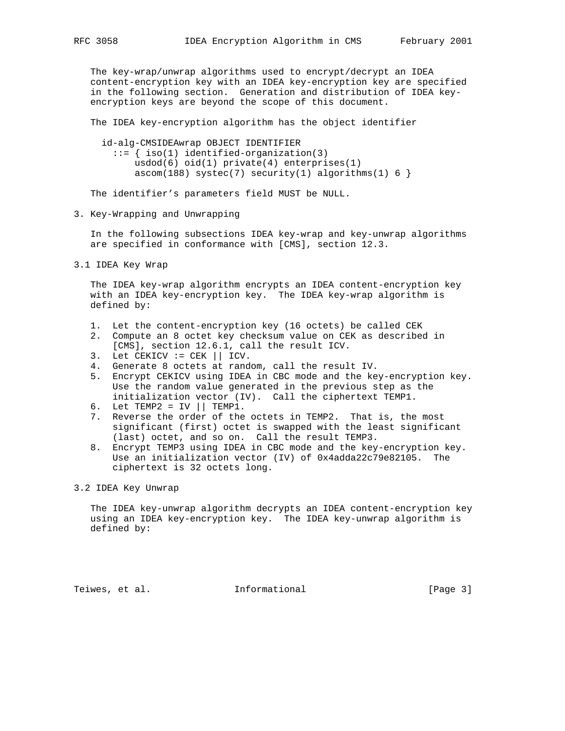The key-wrap/unwrap algorithms used to encrypt/decrypt an IDEA content-encryption key with an IDEA key-encryption key are specified in the following section. Generation and distribution of IDEA key-encryption keys are beyond the scope of this document.

The IDEA key-encryption algorithm has the object identifier

```
id-alg-CMSIDEAwrap OBJECT IDENTIFIER
  ::= { iso(1) identified-organization(3)
      usdod(6) oid(1) private(4) enterprises(1)
      ascom(188) systec(7) security(1) algorithms(1) 6 }
```

The identifier's parameters field MUST be NULL.

## 3. Key-Wrapping and Unwrapping

In the following subsections IDEA key-wrap and key-unwrap algorithms are specified in conformance with [CMS], section 12.3.

### 3.1 IDEA Key Wrap

The IDEA key-wrap algorithm encrypts an IDEA content-encryption key with an IDEA key-encryption key. The IDEA key-wrap algorithm is defined by:

1. Let the content-encryption key (16 octets) be called CEK
2. Compute an 8 octet key checksum value on CEK as described in [CMS], section 12.6.1, call the result ICV.
3. Let CEKICV := CEK || ICV.
4. Generate 8 octets at random, call the result IV.
5. Encrypt CEKICV using IDEA in CBC mode and the key-encryption key. Use the random value generated in the previous step as the initialization vector (IV). Call the ciphertext TEMP1.
6. Let TEMP2 = IV || TEMP1.
7. Reverse the order of the octets in TEMP2. That is, the most significant (first) octet is swapped with the least significant (last) octet, and so on. Call the result TEMP3.
8. Encrypt TEMP3 using IDEA in CBC mode and the key-encryption key. Use an initialization vector (IV) of 0x4adda22c79e82105. The ciphertext is 32 octets long.

### 3.2 IDEA Key Unwrap

The IDEA key-unwrap algorithm decrypts an IDEA content-encryption key using an IDEA key-encryption key. The IDEA key-unwrap algorithm is defined by: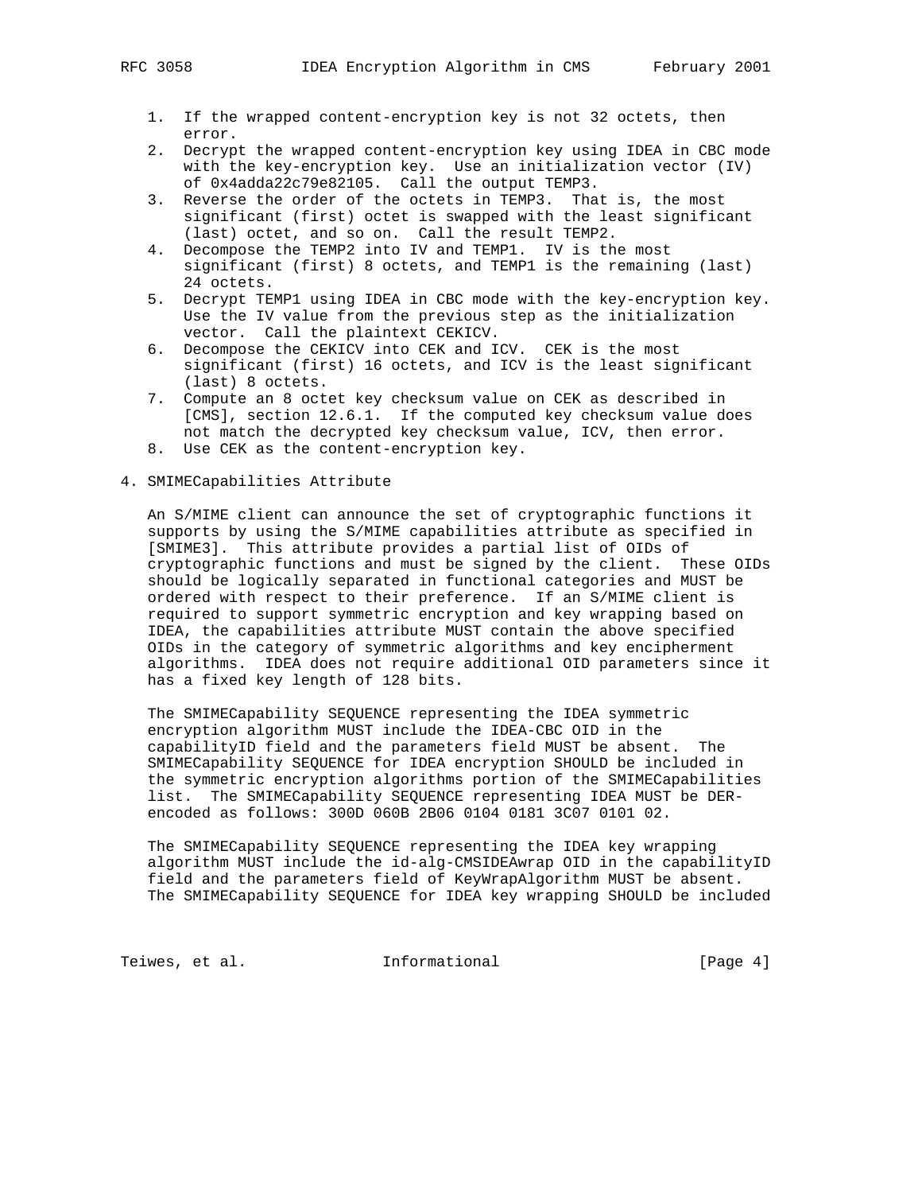1. If the wrapped content-encryption key is not 32 octets, then error.
2. Decrypt the wrapped content-encryption key using IDEA in CBC mode with the key-encryption key. Use an initialization vector (IV) of 0x4adda22c79e82105. Call the output TEMP3.
3. Reverse the order of the octets in TEMP3. That is, the most significant (first) octet is swapped with the least significant (last) octet, and so on. Call the result TEMP2.
4. Decompose the TEMP2 into IV and TEMP1. IV is the most significant (first) 8 octets, and TEMP1 is the remaining (last) 24 octets.
5. Decrypt TEMP1 using IDEA in CBC mode with the key-encryption key. Use the IV value from the previous step as the initialization vector. Call the plaintext CEKICV.
6. Decompose the CEKICV into CEK and ICV. CEK is the most significant (first) 16 octets, and ICV is the least significant (last) 8 octets.
7. Compute an 8 octet key checksum value on CEK as described in [CMS], section 12.6.1. If the computed key checksum value does not match the decrypted key checksum value, ICV, then error.
8. Use CEK as the content-encryption key.

## 4. SMIMECapabilities Attribute

An S/MIME client can announce the set of cryptographic functions it supports by using the S/MIME capabilities attribute as specified in [SMIME3]. This attribute provides a partial list of OIDs of cryptographic functions and must be signed by the client. These OIDs should be logically separated in functional categories and MUST be ordered with respect to their preference. If an S/MIME client is required to support symmetric encryption and key wrapping based on IDEA, the capabilities attribute MUST contain the above specified OIDs in the category of symmetric algorithms and key encipherment algorithms. IDEA does not require additional OID parameters since it has a fixed key length of 128 bits.

The SMIMECapability SEQUENCE representing the IDEA symmetric encryption algorithm MUST include the IDEA-CBC OID in the capabilityID field and the parameters field MUST be absent. The SMIMECapability SEQUENCE for IDEA encryption SHOULD be included in the symmetric encryption algorithms portion of the SMIMECapabilities list. The SMIMECapability SEQUENCE representing IDEA MUST be DER-encoded as follows: 300D 060B 2B06 0104 0181 3C07 0101 02.

The SMIMECapability SEQUENCE representing the IDEA key wrapping algorithm MUST include the id-alg-CMSIDEAwrap OID in the capabilityID field and the parameters field of KeyWrapAlgorithm MUST be absent. The SMIMECapability SEQUENCE for IDEA key wrapping SHOULD be included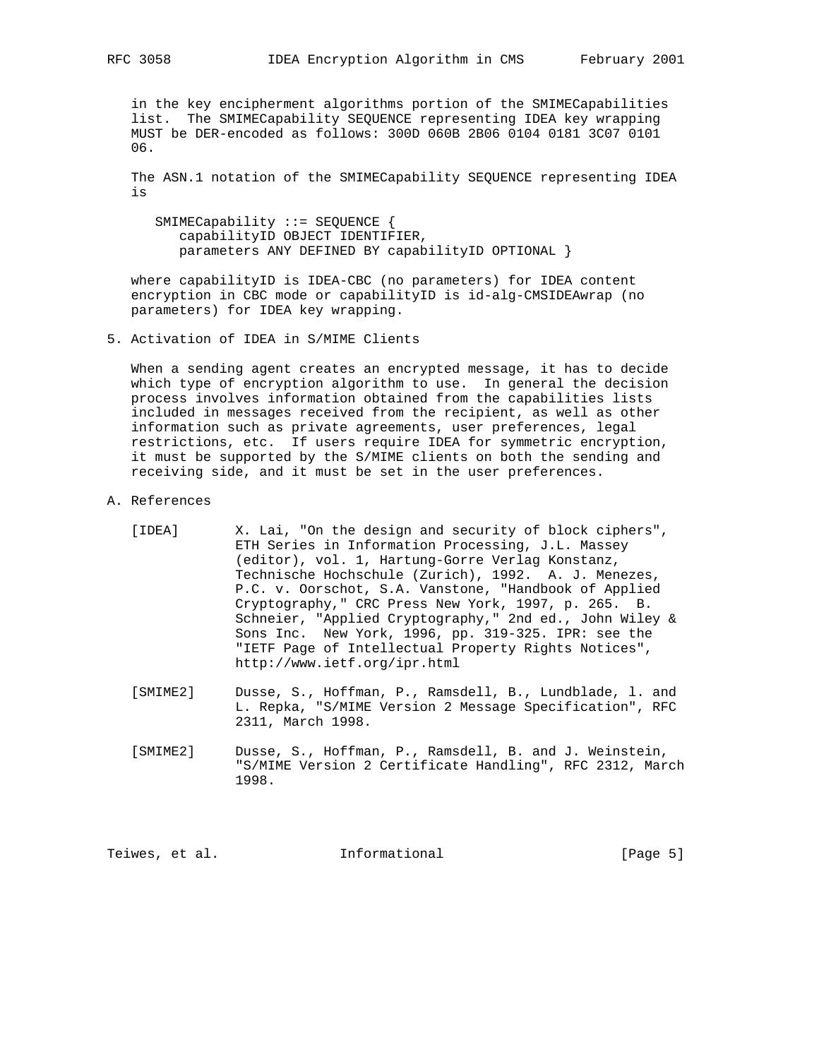in the key encipherment algorithms portion of the SMIMECapabilities list. The SMIMECapability SEQUENCE representing IDEA key wrapping MUST be DER-encoded as follows: 300D 060B 2B06 0104 0181 3C07 0101 06.

The ASN.1 notation of the SMIMECapability SEQUENCE representing IDEA is

```
SMIMECapability ::= SEQUENCE {
   capabilityID OBJECT IDENTIFIER,
   parameters ANY DEFINED BY capabilityID OPTIONAL }
```

where capabilityID is IDEA-CBC (no parameters) for IDEA content encryption in CBC mode or capabilityID is id-alg-CMSIDEAwrap (no parameters) for IDEA key wrapping.

## 5. Activation of IDEA in S/MIME Clients

When a sending agent creates an encrypted message, it has to decide which type of encryption algorithm to use. In general the decision process involves information obtained from the capabilities lists included in messages received from the recipient, as well as other information such as private agreements, user preferences, legal restrictions, etc. If users require IDEA for symmetric encryption, it must be supported by the S/MIME clients on both the sending and receiving side, and it must be set in the user preferences.

## A. References

[IDEA] X. Lai, "On the design and security of block ciphers", ETH Series in Information Processing, J.L. Massey (editor), vol. 1, Hartung-Gorre Verlag Konstanz, Technische Hochschule (Zurich), 1992. A. J. Menezes, P.C. v. Oorschot, S.A. Vanstone, "Handbook of Applied Cryptography," CRC Press New York, 1997, p. 265. B. Schneier, "Applied Cryptography," 2nd ed., John Wiley & Sons Inc. New York, 1996, pp. 319-325. IPR: see the "IETF Page of Intellectual Property Rights Notices", http://www.ietf.org/ipr.html

[SMIME2] Dusse, S., Hoffman, P., Ramsdell, B., Lundblade, l. and L. Repka, "S/MIME Version 2 Message Specification", RFC 2311, March 1998.

[SMIME2] Dusse, S., Hoffman, P., Ramsdell, B. and J. Weinstein, "S/MIME Version 2 Certificate Handling", RFC 2312, March 1998.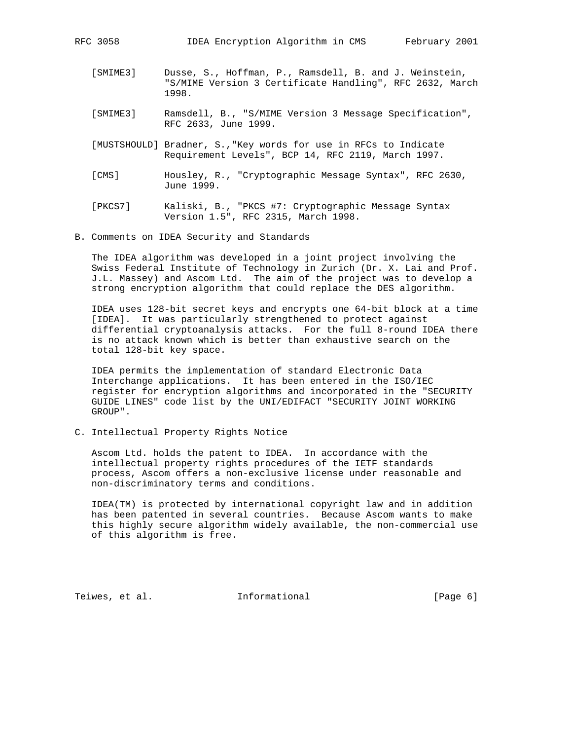[SMIME3] Dusse, S., Hoffman, P., Ramsdell, B. and J. Weinstein, "S/MIME Version 3 Certificate Handling", RFC 2632, March 1998.

[SMIME3] Ramsdell, B., "S/MIME Version 3 Message Specification", RFC 2633, June 1999.

[MUSTSHOULD] Bradner, S.,"Key words for use in RFCs to Indicate Requirement Levels", BCP 14, RFC 2119, March 1997.

[CMS] Housley, R., "Cryptographic Message Syntax", RFC 2630, June 1999.

[PKCS7] Kaliski, B., "PKCS #7: Cryptographic Message Syntax Version 1.5", RFC 2315, March 1998.

## B. Comments on IDEA Security and Standards

The IDEA algorithm was developed in a joint project involving the Swiss Federal Institute of Technology in Zurich (Dr. X. Lai and Prof. J.L. Massey) and Ascom Ltd. The aim of the project was to develop a strong encryption algorithm that could replace the DES algorithm.

IDEA uses 128-bit secret keys and encrypts one 64-bit block at a time [IDEA]. It was particularly strengthened to protect against differential cryptoanalysis attacks. For the full 8-round IDEA there is no attack known which is better than exhaustive search on the total 128-bit key space.

IDEA permits the implementation of standard Electronic Data Interchange applications. It has been entered in the ISO/IEC register for encryption algorithms and incorporated in the "SECURITY GUIDE LINES" code list by the UNI/EDIFACT "SECURITY JOINT WORKING GROUP".

## C. Intellectual Property Rights Notice

Ascom Ltd. holds the patent to IDEA. In accordance with the intellectual property rights procedures of the IETF standards process, Ascom offers a non-exclusive license under reasonable and non-discriminatory terms and conditions.

IDEA(TM) is protected by international copyright law and in addition has been patented in several countries. Because Ascom wants to make this highly secure algorithm widely available, the non-commercial use of this algorithm is free.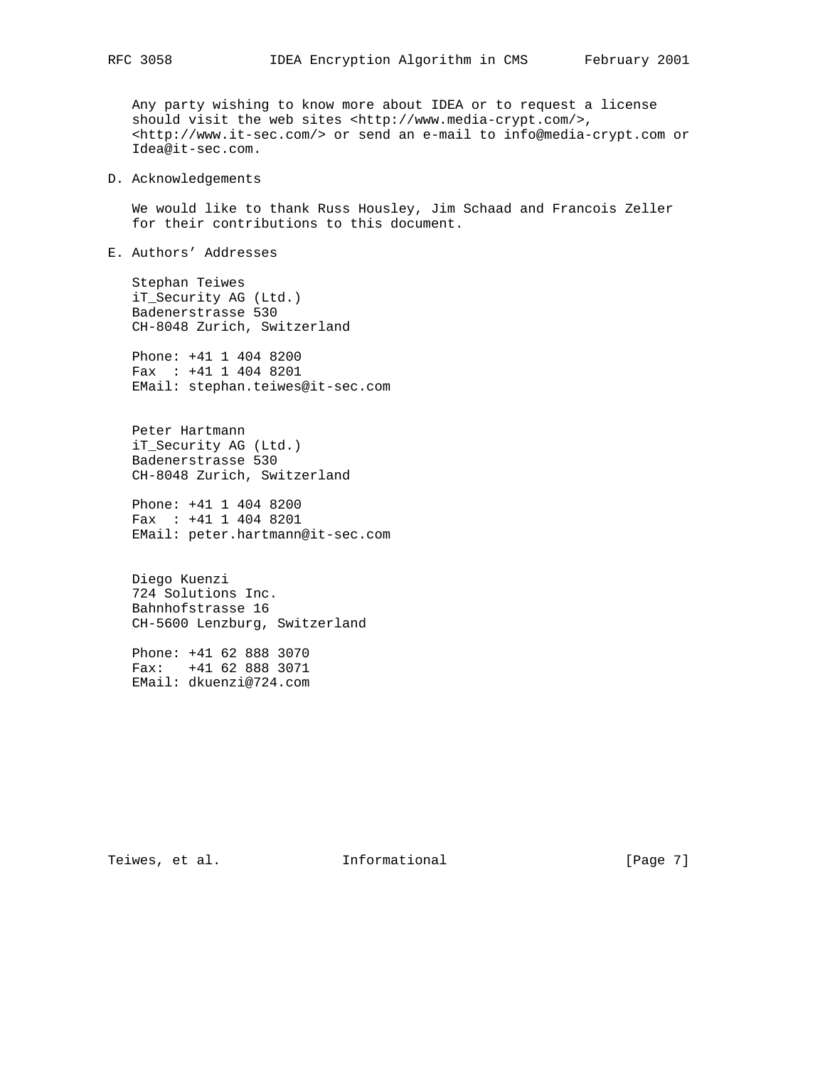Any party wishing to know more about IDEA or to request a license should visit the web sites <http://www.media-crypt.com/>, <http://www.it-sec.com/> or send an e-mail to info@media-crypt.com or Idea@it-sec.com.

## D. Acknowledgements

We would like to thank Russ Housley, Jim Schaad and Francois Zeller for their contributions to this document.

## E. Authors' Addresses

Stephan Teiwes
iT_Security AG (Ltd.)
Badenerstrasse 530
CH-8048 Zurich, Switzerland

Phone: +41 1 404 8200
Fax  : +41 1 404 8201
EMail: stephan.teiwes@it-sec.com

Peter Hartmann
iT_Security AG (Ltd.)
Badenerstrasse 530
CH-8048 Zurich, Switzerland

Phone: +41 1 404 8200
Fax  : +41 1 404 8201
EMail: peter.hartmann@it-sec.com

Diego Kuenzi
724 Solutions Inc.
Bahnhofstrasse 16
CH-5600 Lenzburg, Switzerland

Phone: +41 62 888 3070
Fax:   +41 62 888 3071
EMail: dkuenzi@724.com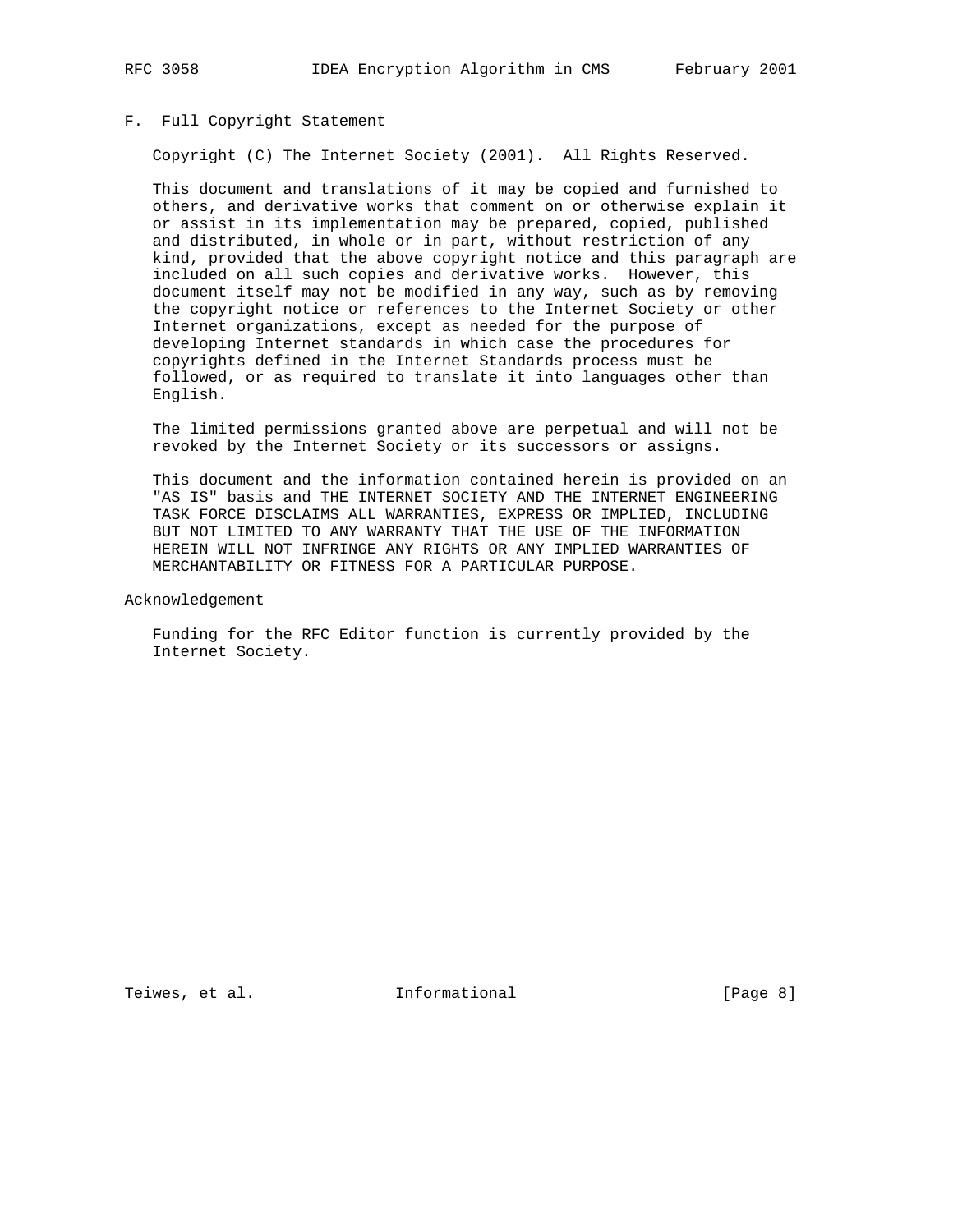## F. Full Copyright Statement

Copyright (C) The Internet Society (2001). All Rights Reserved.

This document and translations of it may be copied and furnished to others, and derivative works that comment on or otherwise explain it or assist in its implementation may be prepared, copied, published and distributed, in whole or in part, without restriction of any kind, provided that the above copyright notice and this paragraph are included on all such copies and derivative works. However, this document itself may not be modified in any way, such as by removing the copyright notice or references to the Internet Society or other Internet organizations, except as needed for the purpose of developing Internet standards in which case the procedures for copyrights defined in the Internet Standards process must be followed, or as required to translate it into languages other than English.

The limited permissions granted above are perpetual and will not be revoked by the Internet Society or its successors or assigns.

This document and the information contained herein is provided on an "AS IS" basis and THE INTERNET SOCIETY AND THE INTERNET ENGINEERING TASK FORCE DISCLAIMS ALL WARRANTIES, EXPRESS OR IMPLIED, INCLUDING BUT NOT LIMITED TO ANY WARRANTY THAT THE USE OF THE INFORMATION HEREIN WILL NOT INFRINGE ANY RIGHTS OR ANY IMPLIED WARRANTIES OF MERCHANTABILITY OR FITNESS FOR A PARTICULAR PURPOSE.

## Acknowledgement

Funding for the RFC Editor function is currently provided by the Internet Society.